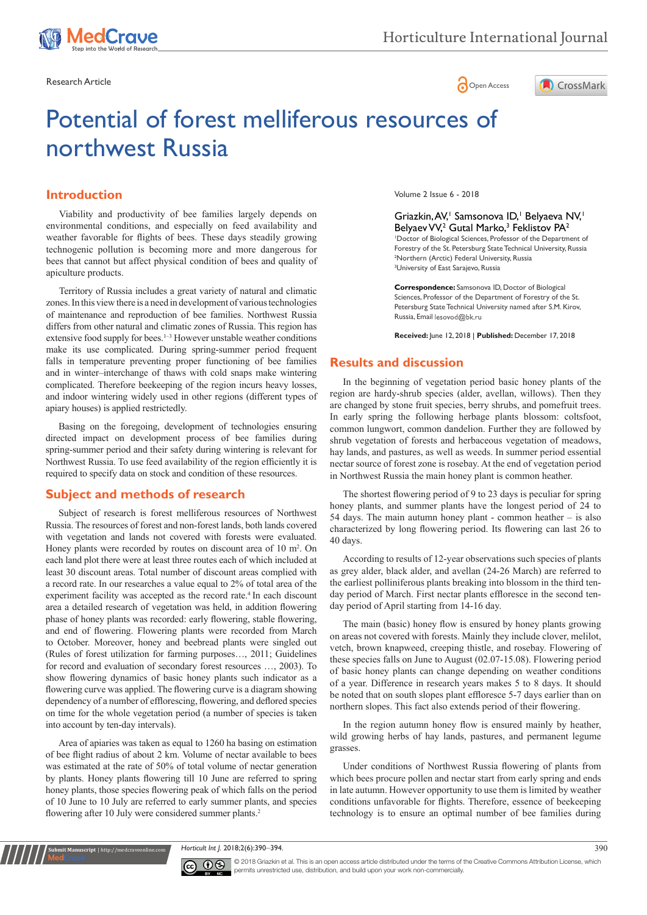Research Article

# Potential of forest melliferous resources of northwest Russia

Volume 2 Issue 6 - 2018

Griazkin, AV,[1] Samsonova ID,[1] Belyaeva NV,[1] Belyaev VV,[2] Gutal Marko,[3] Feklistov PA[2]

[1]Doctor of Biological Sciences, Professor of the Department of Forestry of the St. Petersburg State Technical University, Russia
[2]Northern (Arctic) Federal University, Russia
[3]University of East Sarajevo, Russia

**Correspondence:** Samsonova ID, Doctor of Biological Sciences, Professor of the Department of Forestry of the St. Petersburg State Technical University named after S.M. Kirov, Russia, Email lesovod@bk.ru

**Received:** June 12, 2018 | **Published:** December 17, 2018

## Introduction

Viability and productivity of bee families largely depends on environmental conditions, and especially on feed availability and weather favorable for flights of bees. These days steadily growing technogenic pollution is becoming more and more dangerous for bees that cannot but affect physical condition of bees and quality of apiculture products.

Territory of Russia includes a great variety of natural and climatic zones. In this view there is a need in development of various technologies of maintenance and reproduction of bee families. Northwest Russia differs from other natural and climatic zones of Russia. This region has extensive food supply for bees.[1–3] However unstable weather conditions make its use complicated. During spring-summer period frequent falls in temperature preventing proper functioning of bee families and in winter–interchange of thaws with cold snaps make wintering complicated. Therefore beekeeping of the region incurs heavy losses, and indoor wintering widely used in other regions (different types of apiary houses) is applied restrictedly.

Basing on the foregoing, development of technologies ensuring directed impact on development process of bee families during spring-summer period and their safety during wintering is relevant for Northwest Russia. To use feed availability of the region efficiently it is required to specify data on stock and condition of these resources.

## Subject and methods of research

Subject of research is forest melliferous resources of Northwest Russia. The resources of forest and non-forest lands, both lands covered with vegetation and lands not covered with forests were evaluated. Honey plants were recorded by routes on discount area of 10 m². On each land plot there were at least three routes each of which included at least 30 discount areas. Total number of discount areas complied with a record rate. In our researches a value equal to 2% of total area of the experiment facility was accepted as the record rate.[4] In each discount area a detailed research of vegetation was held, in addition flowering phase of honey plants was recorded: early flowering, stable flowering, and end of flowering. Flowering plants were recorded from March to October. Moreover, honey and beebread plants were singled out (Rules of forest utilization for farming purposes…, 2011; Guidelines for record and evaluation of secondary forest resources …, 2003). To show flowering dynamics of basic honey plants such indicator as a flowering curve was applied. The flowering curve is a diagram showing dependency of a number of efflorescing, flowering, and deflored species on time for the whole vegetation period (a number of species is taken into account by ten-day intervals).

Area of apiaries was taken as equal to 1260 ha basing on estimation of bee flight radius of about 2 km. Volume of nectar available to bees was estimated at the rate of 50% of total volume of nectar generation by plants. Honey plants flowering till 10 June are referred to spring honey plants, those species flowering peak of which falls on the period of 10 June to 10 July are referred to early summer plants, and species flowering after 10 July were considered summer plants.[2]

## Results and discussion

In the beginning of vegetation period basic honey plants of the region are hardy-shrub species (alder, avellan, willows). Then they are changed by stone fruit species, berry shrubs, and pomefruit trees. In early spring the following herbage plants blossom: coltsfoot, common lungwort, common dandelion. Further they are followed by shrub vegetation of forests and herbaceous vegetation of meadows, hay lands, and pastures, as well as weeds. In summer period essential nectar source of forest zone is rosebay. At the end of vegetation period in Northwest Russia the main honey plant is common heather.

The shortest flowering period of 9 to 23 days is peculiar for spring honey plants, and summer plants have the longest period of 24 to 54 days. The main autumn honey plant - common heather – is also characterized by long flowering period. Its flowering can last 26 to 40 days.

According to results of 12-year observations such species of plants as grey alder, black alder, and avellan (24-26 March) are referred to the earliest polliniferous plants breaking into blossom in the third ten-day period of March. First nectar plants effloresce in the second ten-day period of April starting from 14-16 day.

The main (basic) honey flow is ensured by honey plants growing on areas not covered with forests. Mainly they include clover, melilot, vetch, brown knapweed, creeping thistle, and rosebay. Flowering of these species falls on June to August (02.07-15.08). Flowering period of basic honey plants can change depending on weather conditions of a year. Difference in research years makes 5 to 8 days. It should be noted that on south slopes plant effloresce 5-7 days earlier than on northern slopes. This fact also extends period of their flowering.

In the region autumn honey flow is ensured mainly by heather, wild growing herbs of hay lands, pastures, and permanent legume grasses.

Under conditions of Northwest Russia flowering of plants from which bees procure pollen and nectar start from early spring and ends in late autumn. However opportunity to use them is limited by weather conditions unfavorable for flights. Therefore, essence of beekeeping technology is to ensure an optimal number of bee families during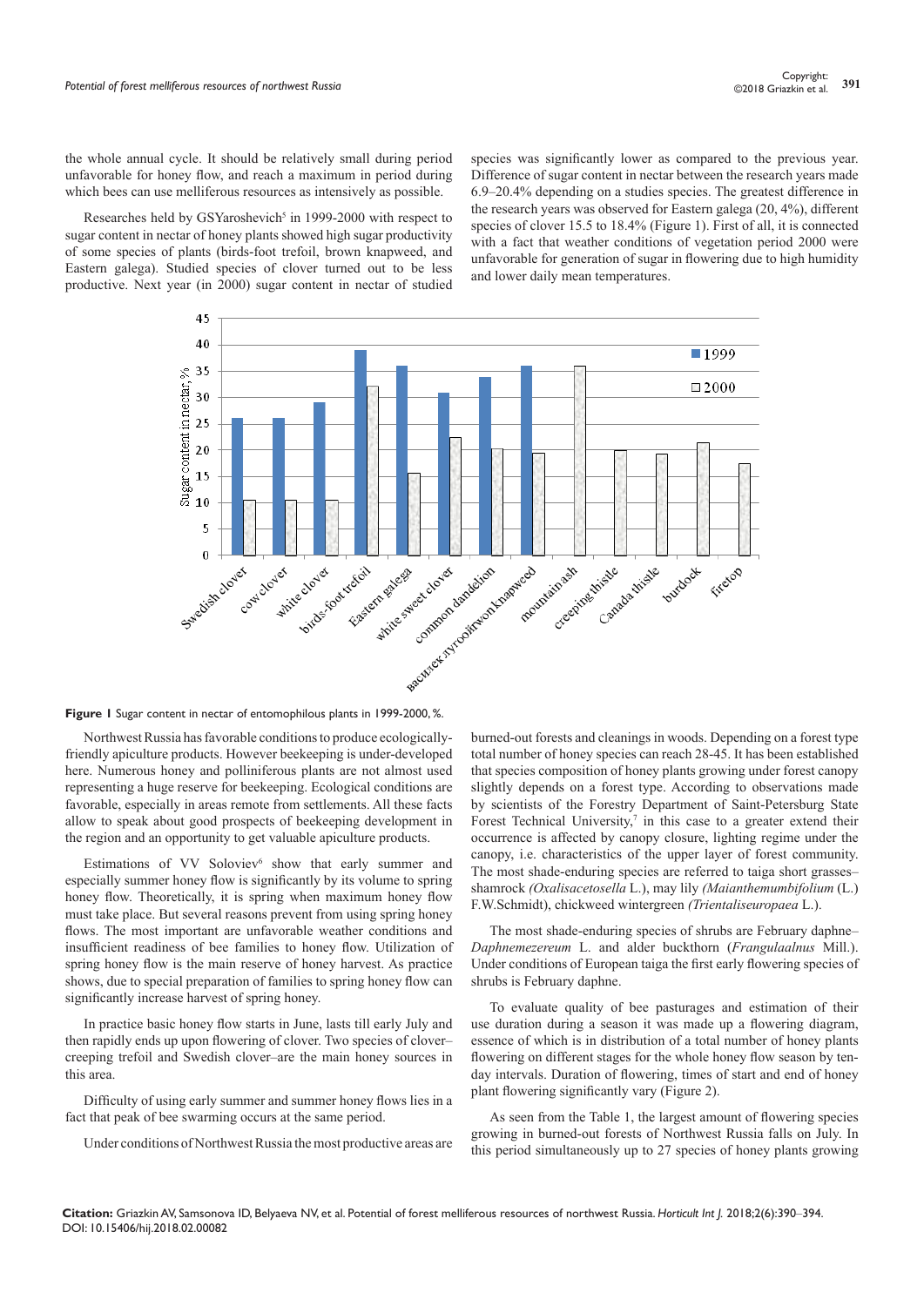the whole annual cycle. It should be relatively small during period unfavorable for honey flow, and reach a maximum in period during which bees can use melliferous resources as intensively as possible.

Researches held by GSYaroshevich[5] in 1999-2000 with respect to sugar content in nectar of honey plants showed high sugar productivity of some species of plants (birds-foot trefoil, brown knapweed, and Eastern galega). Studied species of clover turned out to be less productive. Next year (in 2000) sugar content in nectar of studied species was significantly lower as compared to the previous year. Difference of sugar content in nectar between the research years made 6.9–20.4% depending on a studies species. The greatest difference in the research years was observed for Eastern galega (20, 4%), different species of clover 15.5 to 18.4% (Figure 1). First of all, it is connected with a fact that weather conditions of vegetation period 2000 were unfavorable for generation of sugar in flowering due to high humidity and lower daily mean temperatures.

**Figure 1** Sugar content in nectar of entomophilous plants in 1999-2000, %.

Northwest Russia has favorable conditions to produce ecologically-friendly apiculture products. However beekeeping is under-developed here. Numerous honey and polliniferous plants are not almost used representing a huge reserve for beekeeping. Ecological conditions are favorable, especially in areas remote from settlements. All these facts allow to speak about good prospects of beekeeping development in the region and an opportunity to get valuable apiculture products.

Estimations of VV Soloviev[6] show that early summer and especially summer honey flow is significantly by its volume to spring honey flow. Theoretically, it is spring when maximum honey flow must take place. But several reasons prevent from using spring honey flows. The most important are unfavorable weather conditions and insufficient readiness of bee families to honey flow. Utilization of spring honey flow is the main reserve of honey harvest. As practice shows, due to special preparation of families to spring honey flow can significantly increase harvest of spring honey.

In practice basic honey flow starts in June, lasts till early July and then rapidly ends up upon flowering of clover. Two species of clover–creeping trefoil and Swedish clover–are the main honey sources in this area.

Difficulty of using early summer and summer honey flows lies in a fact that peak of bee swarming occurs at the same period.

Under conditions of Northwest Russia the most productive areas are burned-out forests and cleanings in woods. Depending on a forest type total number of honey species can reach 28-45. It has been established that species composition of honey plants growing under forest canopy slightly depends on a forest type. According to observations made by scientists of the Forestry Department of Saint-Petersburg State Forest Technical University,[7] in this case to a greater extend their occurrence is affected by canopy closure, lighting regime under the canopy, i.e. characteristics of the upper layer of forest community. The most shade-enduring species are referred to taiga short grasses–shamrock *(Oxalisacetosella* L.), may lily *(Maianthemumbifolium* (L.) F.W.Schmidt), chickweed wintergreen *(Trientaliseuropaea* L.).

The most shade-enduring species of shrubs are February daphne–*Daphnemezereum* L. and alder buckthorn (*Frangulaalnus* Mill.). Under conditions of European taiga the first early flowering species of shrubs is February daphne.

To evaluate quality of bee pasturages and estimation of their use duration during a season it was made up a flowering diagram, essence of which is in distribution of a total number of honey plants flowering on different stages for the whole honey flow season by ten-day intervals. Duration of flowering, times of start and end of honey plant flowering significantly vary (Figure 2).

As seen from the Table 1, the largest amount of flowering species growing in burned-out forests of Northwest Russia falls on July. In this period simultaneously up to 27 species of honey plants growing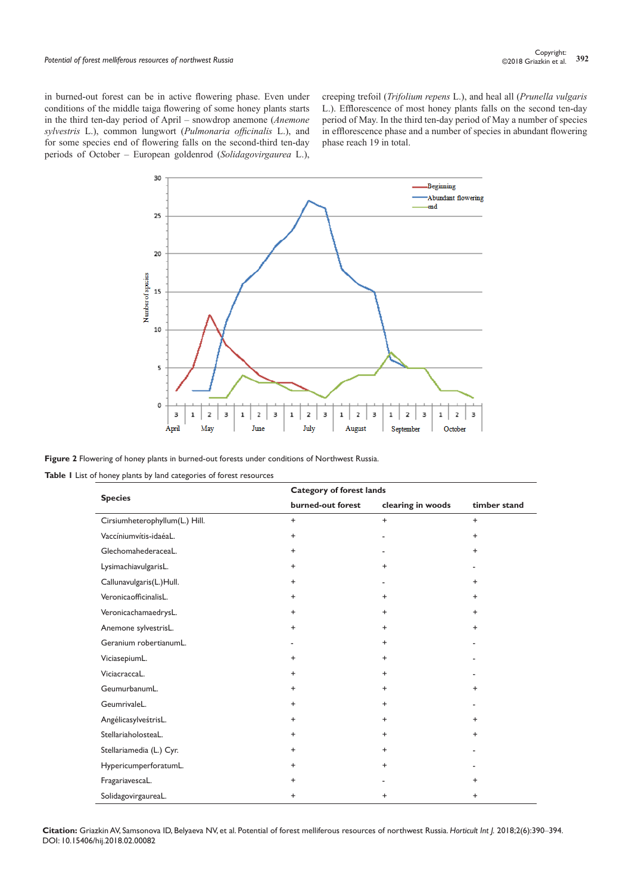in burned-out forest can be in active flowering phase. Even under conditions of the middle taiga flowering of some honey plants starts in the third ten-day period of April – snowdrop anemone (*Anemone sylvestris* L.), common lungwort (*Pulmonaria officinalis* L.), and for some species end of flowering falls on the second-third ten-day periods of October – European goldenrod (*Solidagovirgaurea* L.), creeping trefoil (*Trifolium repens* L.), and heal all (*Prunella vulgaris* L.). Efflorescence of most honey plants falls on the second ten-day period of May. In the third ten-day period of May a number of species in efflorescence phase and a number of species in abundant flowering phase reach 19 in total.

**Figure 2** Flowering of honey plants in burned-out forests under conditions of Northwest Russia.

**Table 1** List of honey plants by land categories of forest resources

| Species | Category of forest lands | | |
|---|---|---|---|
| | burned-out forest | clearing in woods | timber stand |
| Cirsiumheterophyllum(L.) Hill. | + | + | + |
| Vaccíniumvítis-idaéaL. | + | - | + |
| GlechomahederaceaL. | + | - | + |
| LysimachiavulgarisL. | + | + | - |
| Callunavulgaris(L.)Hull. | + | - | + |
| VeronicaofficinalisL. | + | + | + |
| VeronicachamaedrysL. | + | + | + |
| Anemone sylvestrisL. | + | + | + |
| Geranium robertianumL. | - | + | - |
| ViciasepiumL. | + | + | - |
| ViciacraccaL. | + | + | - |
| GeumurbanumL. | + | + | + |
| GeumrivaleL. | + | + | - |
| AngélicasylveśtrisL. | + | + | + |
| StellariaholosteaL. | + | + | + |
| Stellariamedia (L.) Cyr. | + | + | - |
| HypericumperforatumL. | + | + | - |
| FragariavescaL. | + | - | + |
| SolidagovirgaureaL. | + | + | + |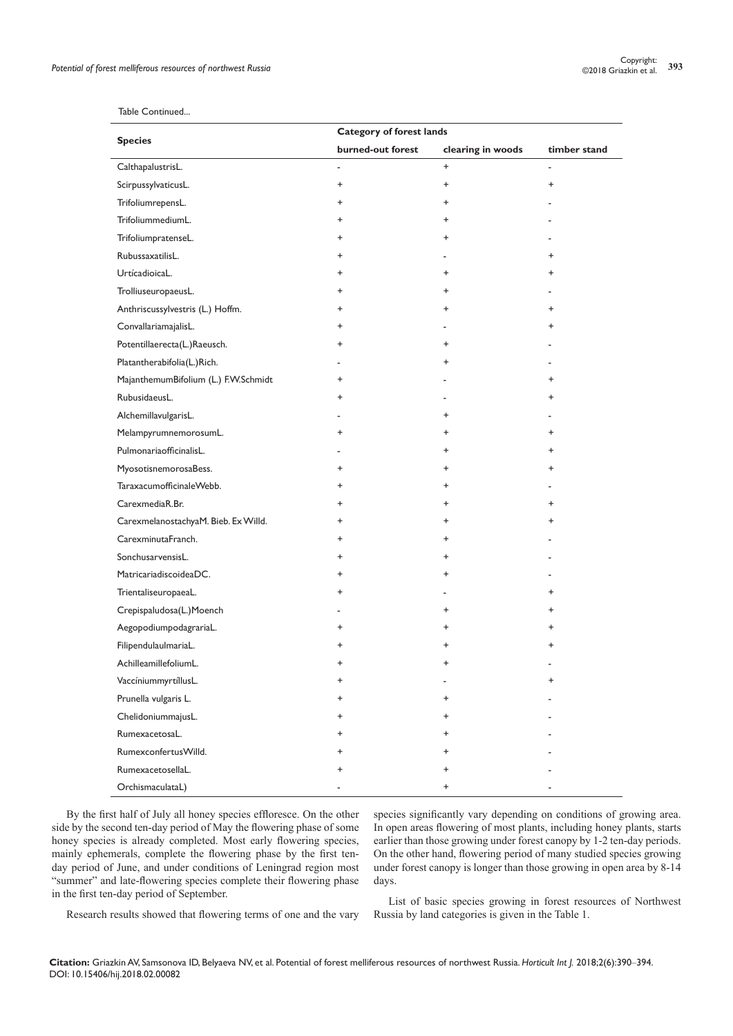Table Continued...

| Species | Category of forest lands | | |
|---|---|---|---|
| | burned-out forest | clearing in woods | timber stand |
| CalthapalustrisL. | - | + | - |
| ScirpussylvaticusL. | + | + | + |
| TrifoliumrepensL. | + | + | - |
| TrifoliummediumL. | + | + | - |
| TrifoliumpratenseL. | + | + | - |
| RubussaxatilisL. | + | - | + |
| UrtícadioicaL. | + | + | + |
| TrolliuseuropaeusL. | + | + | - |
| Anthriscussylvestris (L.) Hoffm. | + | + | + |
| ConvallariamajalisL. | + | - | + |
| Potentillaerecta(L.)Raeusch. | + | + | - |
| Platantherabifolia(L.)Rich. | - | + | - |
| MajanthemumBifolium (L.) F.W.Schmidt | + | - | + |
| RubusidaeusL. | + | - | + |
| AlchemillavulgarisL. | - | + | - |
| MelampyrumnemorosumL. | + | + | + |
| PulmonariaofficinalisL. | - | + | + |
| MyosotisnemorosaBess. | + | + | + |
| TaraxacumofficinaleWebb. | + | + | - |
| CarexmediaR.Br. | + | + | + |
| CarexmelanostachyaM. Bieb. Ex Willd. | + | + | + |
| CarexminutaFranch. | + | + | - |
| SonchusarvensisL. | + | + | - |
| MatricariadiscoideaDC. | + | + | - |
| TrientaliseuropaeaL. | + | - | + |
| Crepispaludosa(L.)Moench | - | + | + |
| AegopodiumpodagrariaL. | + | + | + |
| FilipendulaulmariaL. | + | + | + |
| AchilleamillefoliumL. | + | + | - |
| VaccíniummyrtíllusL. | + | - | + |
| Prunella vulgaris L. | + | + | - |
| ChelidoniummajusL. | + | + | - |
| RumexacetosaL. | + | + | - |
| RumexconfertusWilld. | + | + | - |
| RumexacetosellaL. | + | + | - |
| OrchismaculataL) | - | + | - |

By the first half of July all honey species effloresce. On the other side by the second ten-day period of May the flowering phase of some honey species is already completed. Most early flowering species, mainly ephemerals, complete the flowering phase by the first ten-day period of June, and under conditions of Leningrad region most "summer" and late-flowering species complete their flowering phase in the first ten-day period of September.

Research results showed that flowering terms of one and the vary species significantly vary depending on conditions of growing area. In open areas flowering of most plants, including honey plants, starts earlier than those growing under forest canopy by 1-2 ten-day periods. On the other hand, flowering period of many studied species growing under forest canopy is longer than those growing in open area by 8-14 days.

List of basic species growing in forest resources of Northwest Russia by land categories is given in the Table 1.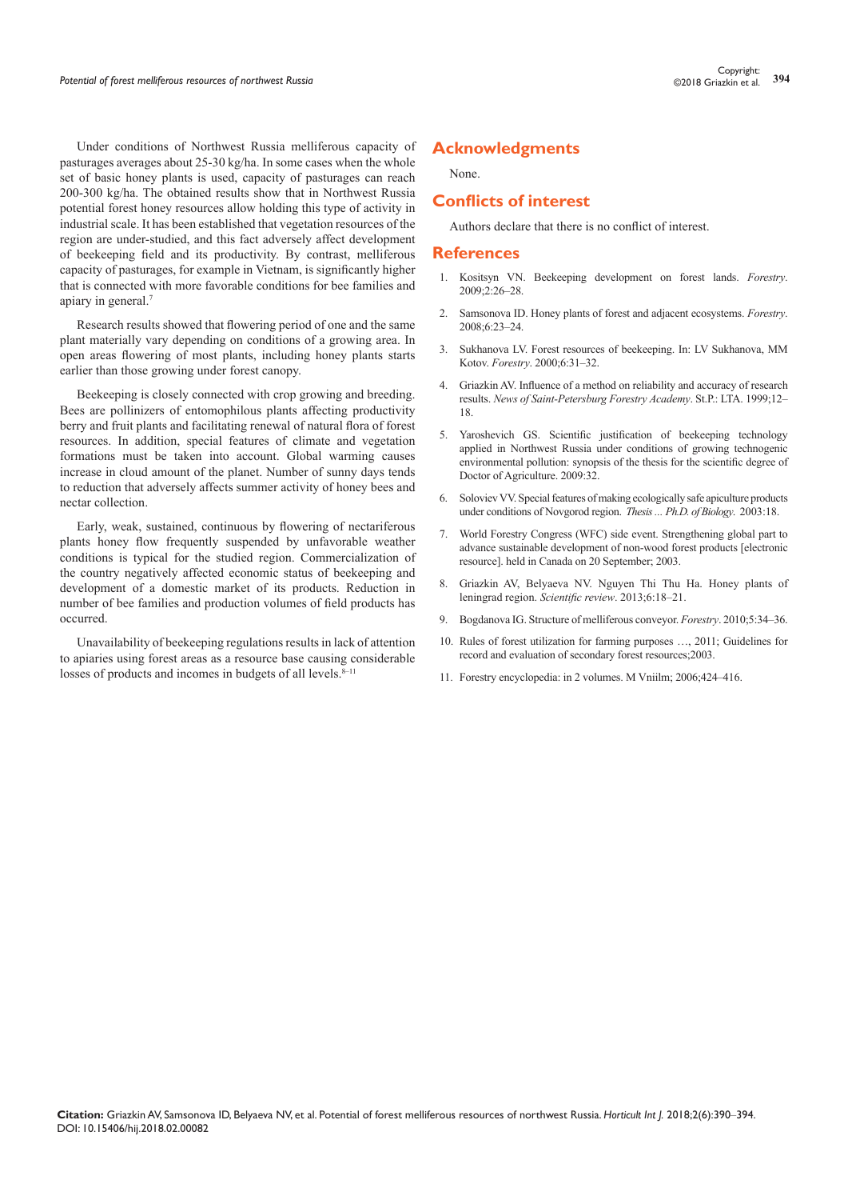Under conditions of Northwest Russia melliferous capacity of pasturages averages about 25-30 kg/ha. In some cases when the whole set of basic honey plants is used, capacity of pasturages can reach 200-300 kg/ha. The obtained results show that in Northwest Russia potential forest honey resources allow holding this type of activity in industrial scale. It has been established that vegetation resources of the region are under-studied, and this fact adversely affect development of beekeeping field and its productivity. By contrast, melliferous capacity of pasturages, for example in Vietnam, is significantly higher that is connected with more favorable conditions for bee families and apiary in general.[7]

Research results showed that flowering period of one and the same plant materially vary depending on conditions of a growing area. In open areas flowering of most plants, including honey plants starts earlier than those growing under forest canopy.

Beekeeping is closely connected with crop growing and breeding. Bees are pollinizers of entomophilous plants affecting productivity berry and fruit plants and facilitating renewal of natural flora of forest resources. In addition, special features of climate and vegetation formations must be taken into account. Global warming causes increase in cloud amount of the planet. Number of sunny days tends to reduction that adversely affects summer activity of honey bees and nectar collection.

Early, weak, sustained, continuous by flowering of nectariferous plants honey flow frequently suspended by unfavorable weather conditions is typical for the studied region. Commercialization of the country negatively affected economic status of beekeeping and development of a domestic market of its products. Reduction in number of bee families and production volumes of field products has occurred.

Unavailability of beekeeping regulations results in lack of attention to apiaries using forest areas as a resource base causing considerable losses of products and incomes in budgets of all levels.[8–11]

## Acknowledgments

None.

## Conflicts of interest

Authors declare that there is no conflict of interest.

## References

1. Kositsyn VN. Beekeeping development on forest lands. *Forestry*. 2009;2:26–28.
2. Samsonova ID. Honey plants of forest and adjacent ecosystems. *Forestry*. 2008;6:23–24.
3. Sukhanova LV. Forest resources of beekeeping. In: LV Sukhanova, MM Kotov. *Forestry*. 2000;6:31–32.
4. Griazkin AV. Influence of a method on reliability and accuracy of research results. *News of Saint-Petersburg Forestry Academy*. St.P.: LTA. 1999;12–18.
5. Yaroshevich GS. Scientific justification of beekeeping technology applied in Northwest Russia under conditions of growing technogenic environmental pollution: synopsis of the thesis for the scientific degree of Doctor of Agriculture. 2009:32.
6. Soloviev VV. Special features of making ecologically safe apiculture products under conditions of Novgorod region. *Thesis ... Ph.D. of Biology.* 2003:18.
7. World Forestry Congress (WFC) side event. Strengthening global part to advance sustainable development of non-wood forest products [electronic resource]. held in Canada on 20 September; 2003.
8. Griazkin AV, Belyaeva NV. Nguyen Thi Thu Ha. Honey plants of leningrad region. *Scientific review*. 2013;6:18–21.
9. Bogdanova IG. Structure of melliferous conveyor. *Forestry*. 2010;5:34–36.
10. Rules of forest utilization for farming purposes …, 2011; Guidelines for record and evaluation of secondary forest resources;2003.
11. Forestry encyclopedia: in 2 volumes. M Vniilm; 2006;424–416.